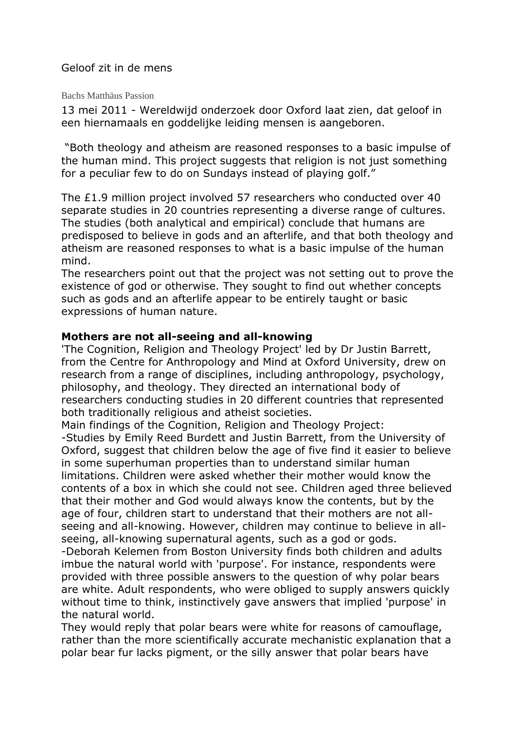Geloof zit in de mens

Bachs Matthäus Passion

13 mei 2011 - Wereldwijd onderzoek door Oxford laat zien, dat geloof in een hiernamaals en goddelijke leiding mensen is aangeboren.

"Both theology and atheism are reasoned responses to a basic impulse of the human mind. This project suggests that religion is not just something for a peculiar few to do on Sundays instead of playing golf."

The £1.9 million project involved 57 researchers who conducted over 40 separate studies in 20 countries representing a diverse range of cultures. The studies (both analytical and empirical) conclude that humans are predisposed to believe in gods and an afterlife, and that both theology and atheism are reasoned responses to what is a basic impulse of the human mind.

The researchers point out that the project was not setting out to prove the existence of god or otherwise. They sought to find out whether concepts such as gods and an afterlife appear to be entirely taught or basic expressions of human nature.

**Mothers are not all-seeing and all-knowing**

'The Cognition, Religion and Theology Project' led by Dr Justin Barrett, from the Centre for Anthropology and Mind at Oxford University, drew on research from a range of disciplines, including anthropology, psychology, philosophy, and theology. They directed an international body of researchers conducting studies in 20 different countries that represented both traditionally religious and atheist societies.

Main findings of the Cognition, Religion and Theology Project:

-Studies by Emily Reed Burdett and Justin Barrett, from the University of Oxford, suggest that children below the age of five find it easier to believe in some superhuman properties than to understand similar human limitations. Children were asked whether their mother would know the contents of a box in which she could not see. Children aged three believed that their mother and God would always know the contents, but by the age of four, children start to understand that their mothers are not all-seeing and all-knowing. However, children may continue to believe in all-seeing, all-knowing supernatural agents, such as a god or gods.

-Deborah Kelemen from Boston University finds both children and adults imbue the natural world with 'purpose'. For instance, respondents were provided with three possible answers to the question of why polar bears are white. Adult respondents, who were obliged to supply answers quickly without time to think, instinctively gave answers that implied 'purpose' in the natural world.

They would reply that polar bears were white for reasons of camouflage, rather than the more scientifically accurate mechanistic explanation that a polar bear fur lacks pigment, or the silly answer that polar bears have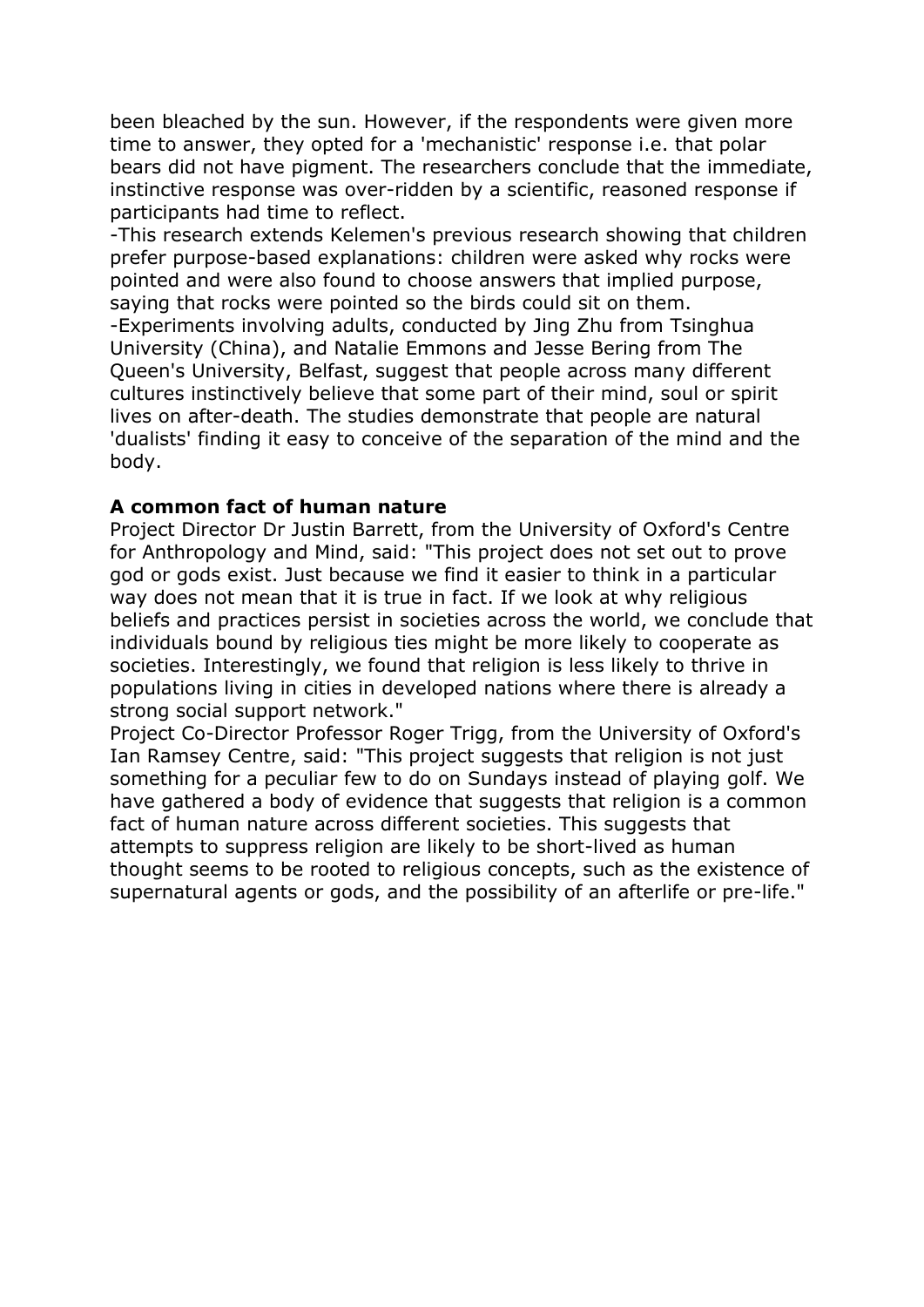been bleached by the sun. However, if the respondents were given more time to answer, they opted for a 'mechanistic' response i.e. that polar bears did not have pigment. The researchers conclude that the immediate, instinctive response was over-ridden by a scientific, reasoned response if participants had time to reflect.

-This research extends Kelemen's previous research showing that children prefer purpose-based explanations: children were asked why rocks were pointed and were also found to choose answers that implied purpose, saying that rocks were pointed so the birds could sit on them.

-Experiments involving adults, conducted by Jing Zhu from Tsinghua University (China), and Natalie Emmons and Jesse Bering from The Queen's University, Belfast, suggest that people across many different cultures instinctively believe that some part of their mind, soul or spirit lives on after-death. The studies demonstrate that people are natural 'dualists' finding it easy to conceive of the separation of the mind and the body.

**A common fact of human nature**

Project Director Dr Justin Barrett, from the University of Oxford's Centre for Anthropology and Mind, said: "This project does not set out to prove god or gods exist. Just because we find it easier to think in a particular way does not mean that it is true in fact. If we look at why religious beliefs and practices persist in societies across the world, we conclude that individuals bound by religious ties might be more likely to cooperate as societies. Interestingly, we found that religion is less likely to thrive in populations living in cities in developed nations where there is already a strong social support network."

Project Co-Director Professor Roger Trigg, from the University of Oxford's Ian Ramsey Centre, said: "This project suggests that religion is not just something for a peculiar few to do on Sundays instead of playing golf. We have gathered a body of evidence that suggests that religion is a common fact of human nature across different societies. This suggests that attempts to suppress religion are likely to be short-lived as human thought seems to be rooted to religious concepts, such as the existence of supernatural agents or gods, and the possibility of an afterlife or pre-life."